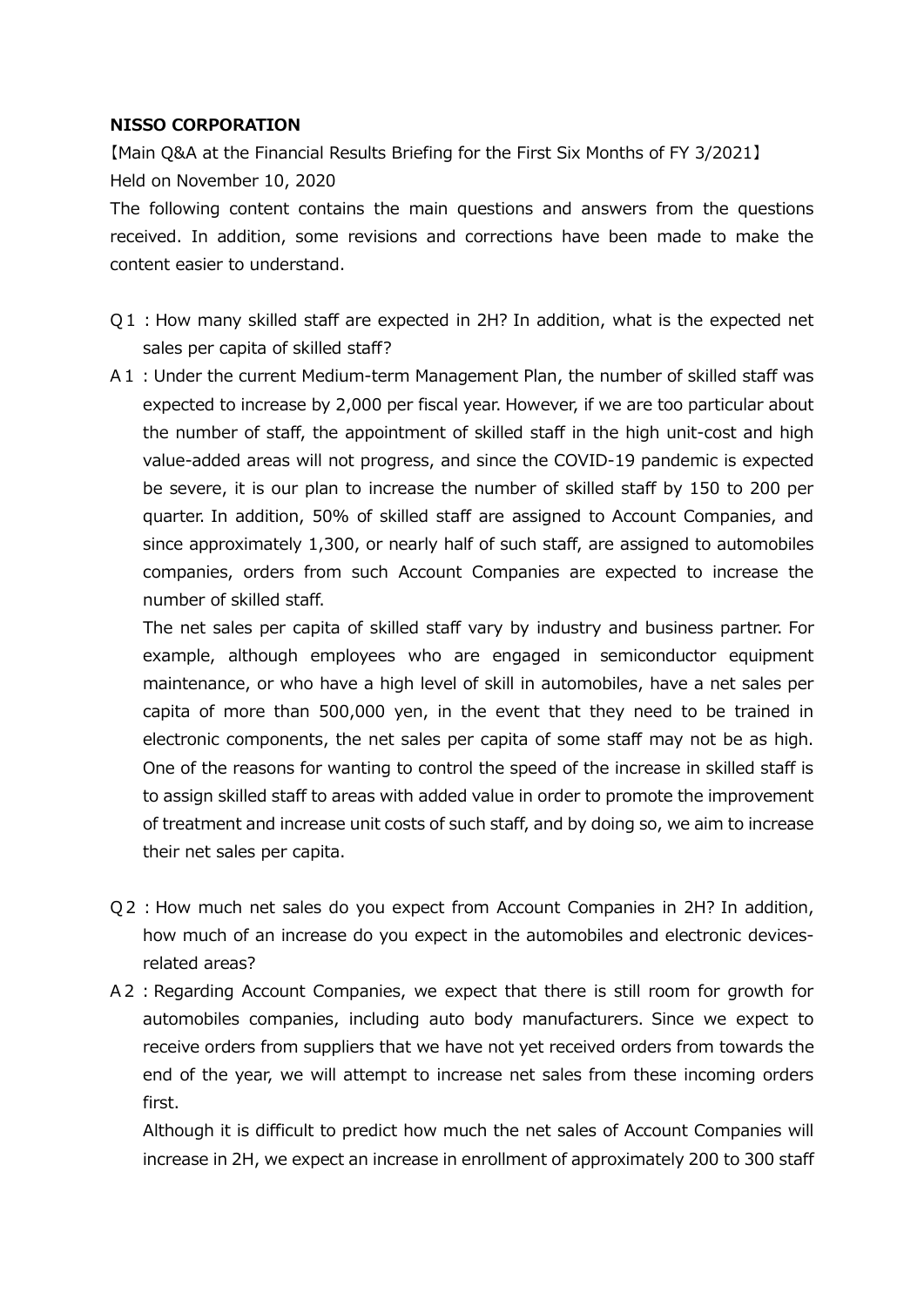**NISSO CORPORATION**

【Main Q&A at the Financial Results Briefing for the First Six Months of FY 3/2021】

Held on November 10, 2020

The following content contains the main questions and answers from the questions received. In addition, some revisions and corrections have been made to make the content easier to understand.

Q１：How many skilled staff are expected in 2H? In addition, what is the expected net sales per capita of skilled staff?

A１：Under the current Medium-term Management Plan, the number of skilled staff was expected to increase by 2,000 per fiscal year. However, if we are too particular about the number of staff, the appointment of skilled staff in the high unit-cost and high value-added areas will not progress, and since the COVID-19 pandemic is expected be severe, it is our plan to increase the number of skilled staff by 150 to 200 per quarter. In addition, 50% of skilled staff are assigned to Account Companies, and since approximately 1,300, or nearly half of such staff, are assigned to automobiles companies, orders from such Account Companies are expected to increase the number of skilled staff.

The net sales per capita of skilled staff vary by industry and business partner. For example, although employees who are engaged in semiconductor equipment maintenance, or who have a high level of skill in automobiles, have a net sales per capita of more than 500,000 yen, in the event that they need to be trained in electronic components, the net sales per capita of some staff may not be as high. One of the reasons for wanting to control the speed of the increase in skilled staff is to assign skilled staff to areas with added value in order to promote the improvement of treatment and increase unit costs of such staff, and by doing so, we aim to increase their net sales per capita.

Q２：How much net sales do you expect from Account Companies in 2H? In addition, how much of an increase do you expect in the automobiles and electronic devices-related areas?

A２：Regarding Account Companies, we expect that there is still room for growth for automobiles companies, including auto body manufacturers. Since we expect to receive orders from suppliers that we have not yet received orders from towards the end of the year, we will attempt to increase net sales from these incoming orders first.

Although it is difficult to predict how much the net sales of Account Companies will increase in 2H, we expect an increase in enrollment of approximately 200 to 300 staff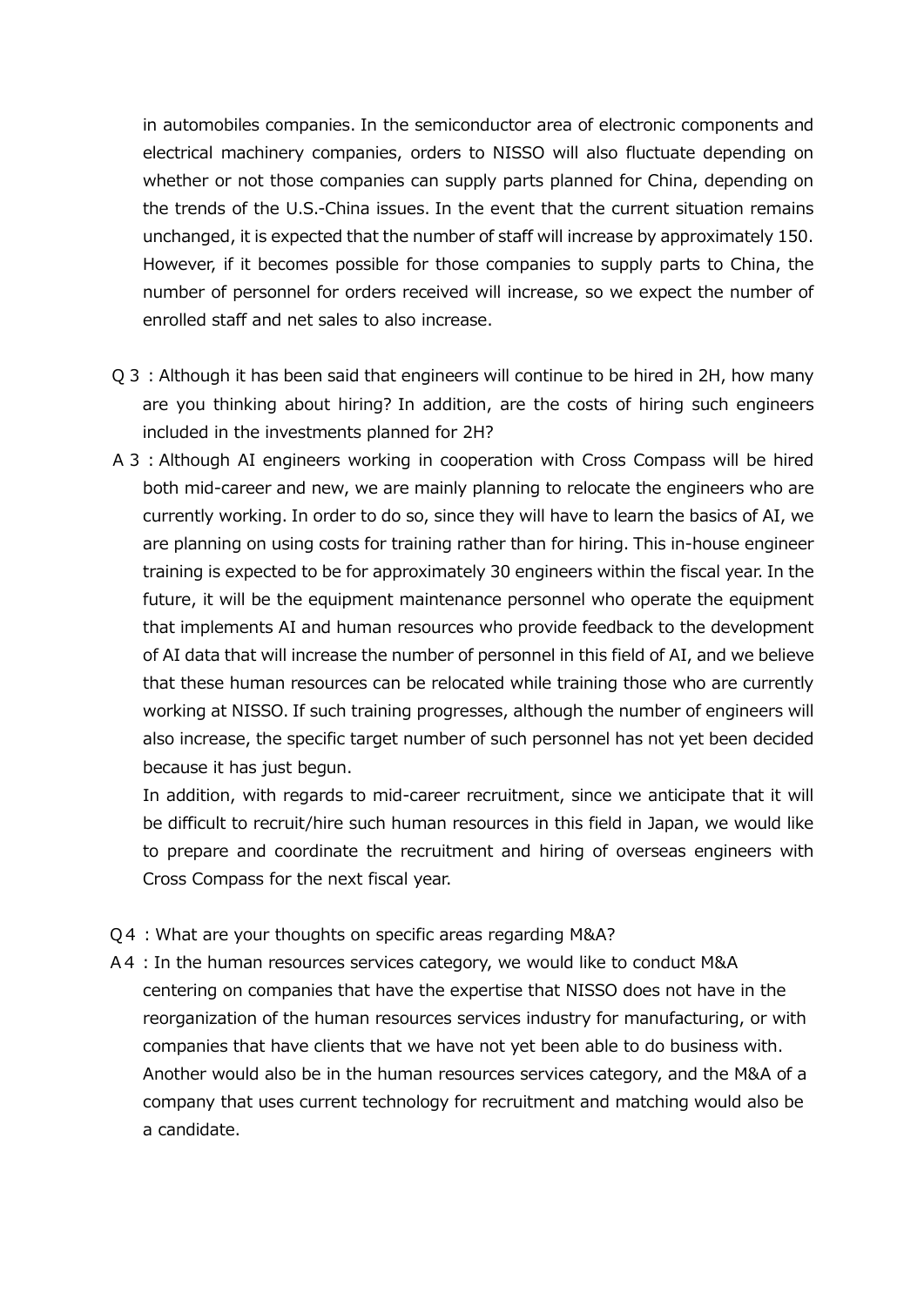in automobiles companies. In the semiconductor area of electronic components and electrical machinery companies, orders to NISSO will also fluctuate depending on whether or not those companies can supply parts planned for China, depending on the trends of the U.S.-China issues. In the event that the current situation remains unchanged, it is expected that the number of staff will increase by approximately 150. However, if it becomes possible for those companies to supply parts to China, the number of personnel for orders received will increase, so we expect the number of enrolled staff and net sales to also increase.

Q３：Although it has been said that engineers will continue to be hired in 2H, how many are you thinking about hiring? In addition, are the costs of hiring such engineers included in the investments planned for 2H?

A３：Although AI engineers working in cooperation with Cross Compass will be hired both mid-career and new, we are mainly planning to relocate the engineers who are currently working. In order to do so, since they will have to learn the basics of AI, we are planning on using costs for training rather than for hiring. This in-house engineer training is expected to be for approximately 30 engineers within the fiscal year. In the future, it will be the equipment maintenance personnel who operate the equipment that implements AI and human resources who provide feedback to the development of AI data that will increase the number of personnel in this field of AI, and we believe that these human resources can be relocated while training those who are currently working at NISSO. If such training progresses, although the number of engineers will also increase, the specific target number of such personnel has not yet been decided because it has just begun.

In addition, with regards to mid-career recruitment, since we anticipate that it will be difficult to recruit/hire such human resources in this field in Japan, we would like to prepare and coordinate the recruitment and hiring of overseas engineers with Cross Compass for the next fiscal year.

Q４：What are your thoughts on specific areas regarding M&A?

A４：In the human resources services category, we would like to conduct M&A centering on companies that have the expertise that NISSO does not have in the reorganization of the human resources services industry for manufacturing, or with companies that have clients that we have not yet been able to do business with. Another would also be in the human resources services category, and the M&A of a company that uses current technology for recruitment and matching would also be a candidate.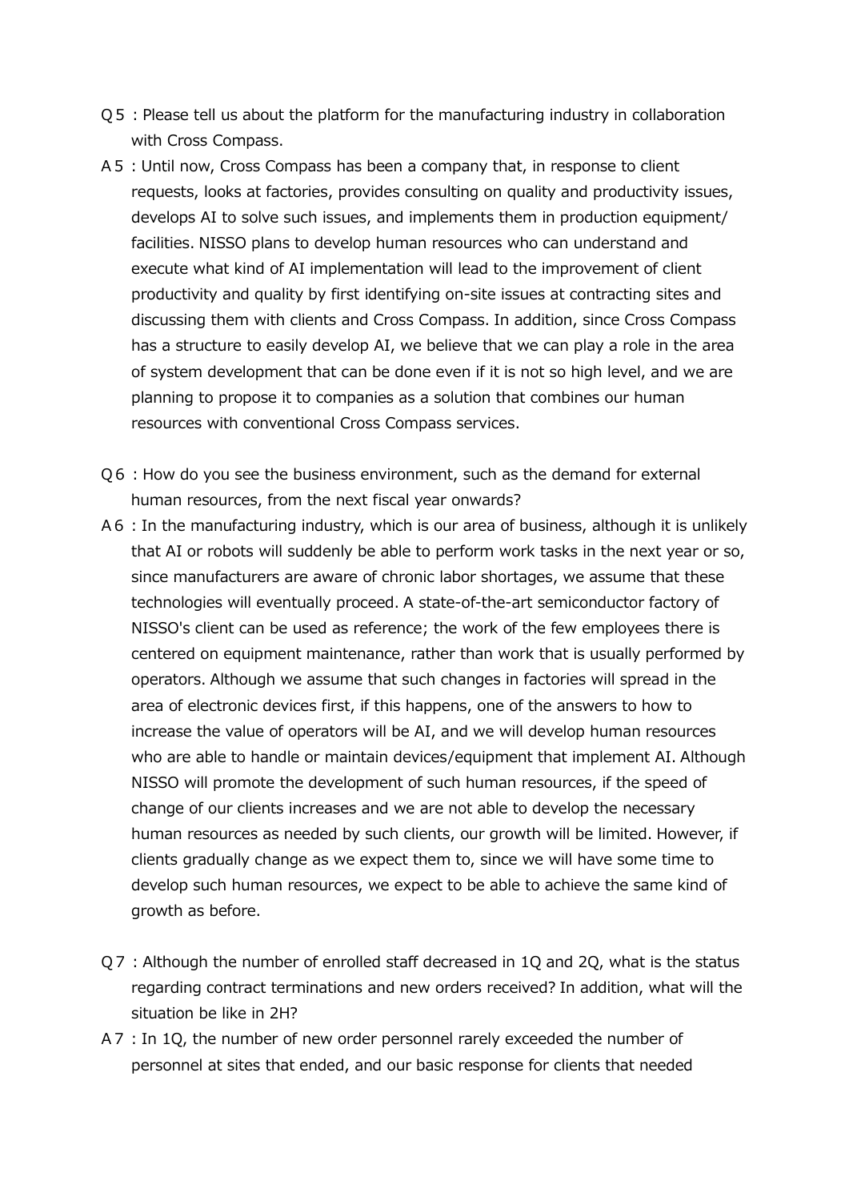Q５：Please tell us about the platform for the manufacturing industry in collaboration with Cross Compass.

A５：Until now, Cross Compass has been a company that, in response to client requests, looks at factories, provides consulting on quality and productivity issues, develops AI to solve such issues, and implements them in production equipment/ facilities. NISSO plans to develop human resources who can understand and execute what kind of AI implementation will lead to the improvement of client productivity and quality by first identifying on-site issues at contracting sites and discussing them with clients and Cross Compass. In addition, since Cross Compass has a structure to easily develop AI, we believe that we can play a role in the area of system development that can be done even if it is not so high level, and we are planning to propose it to companies as a solution that combines our human resources with conventional Cross Compass services.

Q６：How do you see the business environment, such as the demand for external human resources, from the next fiscal year onwards?

A６：In the manufacturing industry, which is our area of business, although it is unlikely that AI or robots will suddenly be able to perform work tasks in the next year or so, since manufacturers are aware of chronic labor shortages, we assume that these technologies will eventually proceed. A state-of-the-art semiconductor factory of NISSO's client can be used as reference; the work of the few employees there is centered on equipment maintenance, rather than work that is usually performed by operators. Although we assume that such changes in factories will spread in the area of electronic devices first, if this happens, one of the answers to how to increase the value of operators will be AI, and we will develop human resources who are able to handle or maintain devices/equipment that implement AI. Although NISSO will promote the development of such human resources, if the speed of change of our clients increases and we are not able to develop the necessary human resources as needed by such clients, our growth will be limited. However, if clients gradually change as we expect them to, since we will have some time to develop such human resources, we expect to be able to achieve the same kind of growth as before.

Q７：Although the number of enrolled staff decreased in 1Q and 2Q, what is the status regarding contract terminations and new orders received? In addition, what will the situation be like in 2H?

A７：In 1Q, the number of new order personnel rarely exceeded the number of personnel at sites that ended, and our basic response for clients that needed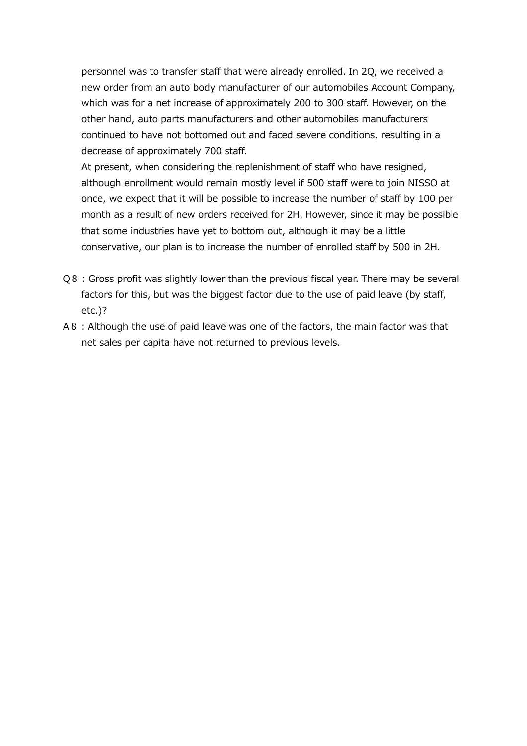personnel was to transfer staff that were already enrolled. In 2Q, we received a new order from an auto body manufacturer of our automobiles Account Company, which was for a net increase of approximately 200 to 300 staff. However, on the other hand, auto parts manufacturers and other automobiles manufacturers continued to have not bottomed out and faced severe conditions, resulting in a decrease of approximately 700 staff.

At present, when considering the replenishment of staff who have resigned, although enrollment would remain mostly level if 500 staff were to join NISSO at once, we expect that it will be possible to increase the number of staff by 100 per month as a result of new orders received for 2H. However, since it may be possible that some industries have yet to bottom out, although it may be a little conservative, our plan is to increase the number of enrolled staff by 500 in 2H.

Q８: Gross profit was slightly lower than the previous fiscal year. There may be several factors for this, but was the biggest factor due to the use of paid leave (by staff, etc.)?

A８: Although the use of paid leave was one of the factors, the main factor was that net sales per capita have not returned to previous levels.